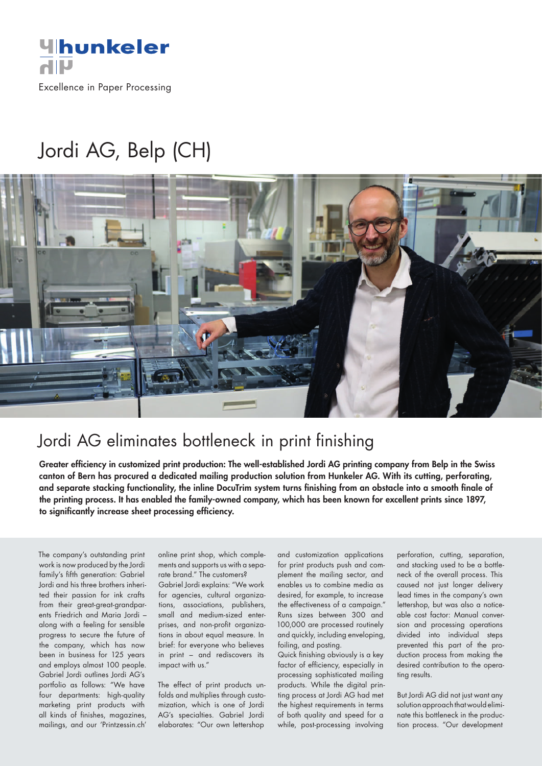hunkeler

Excellence in Paper Processing

# Jordi AG, Belp (CH)

## Jordi AG eliminates bottleneck in print finishing

**Greater efficiency in customized print production: The well-established Jordi AG printing company from Belp in the Swiss canton of Bern has procured a dedicated mailing production solution from Hunkeler AG. With its cutting, perforating, and separate stacking functionality, the inline DocuTrim system turns finishing from an obstacle into a smooth finale of the printing process. It has enabled the family-owned company, which has been known for excellent prints since 1897, to significantly increase sheet processing efficiency.**

The company's outstanding print work is now produced by the Jordi family's fifth generation: Gabriel Jordi and his three brothers inherited their passion for ink crafts from their great-great-grandparents Friedrich and Maria Jordi – along with a feeling for sensible progress to secure the future of the company, which has now been in business for 125 years and employs almost 100 people. Gabriel Jordi outlines Jordi AG's portfolio as follows: "We have four departments: high-quality marketing print products with all kinds of finishes, magazines, mailings, and our 'Printzessin.ch' online print shop, which complements and supports us with a separate brand." The customers? Gabriel Jordi explains: "We work for agencies, cultural organizations, associations, publishers, small and medium-sized enterprises, and non-profit organizations in about equal measure. In brief: for everyone who believes in print – and rediscovers its impact with us."

The effect of print products unfolds and multiplies through customization, which is one of Jordi AG's specialties. Gabriel Jordi elaborates: "Our own lettershop and customization applications for print products push and complement the mailing sector, and enables us to combine media as desired, for example, to increase the effectiveness of a campaign." Runs sizes between 300 and 100,000 are processed routinely and quickly, including enveloping, foiling, and posting.

Quick finishing obviously is a key factor of efficiency, especially in processing sophisticated mailing products. While the digital printing process at Jordi AG had met the highest requirements in terms of both quality and speed for a while, post-processing involving perforation, cutting, separation, and stacking used to be a bottleneck of the overall process. This caused not just longer delivery lead times in the company's own lettershop, but was also a noticeable cost factor: Manual conversion and processing operations divided into individual steps prevented this part of the production process from making the desired contribution to the operating results.

But Jordi AG did not just want any solution approach that would eliminate this bottleneck in the production process. "Our development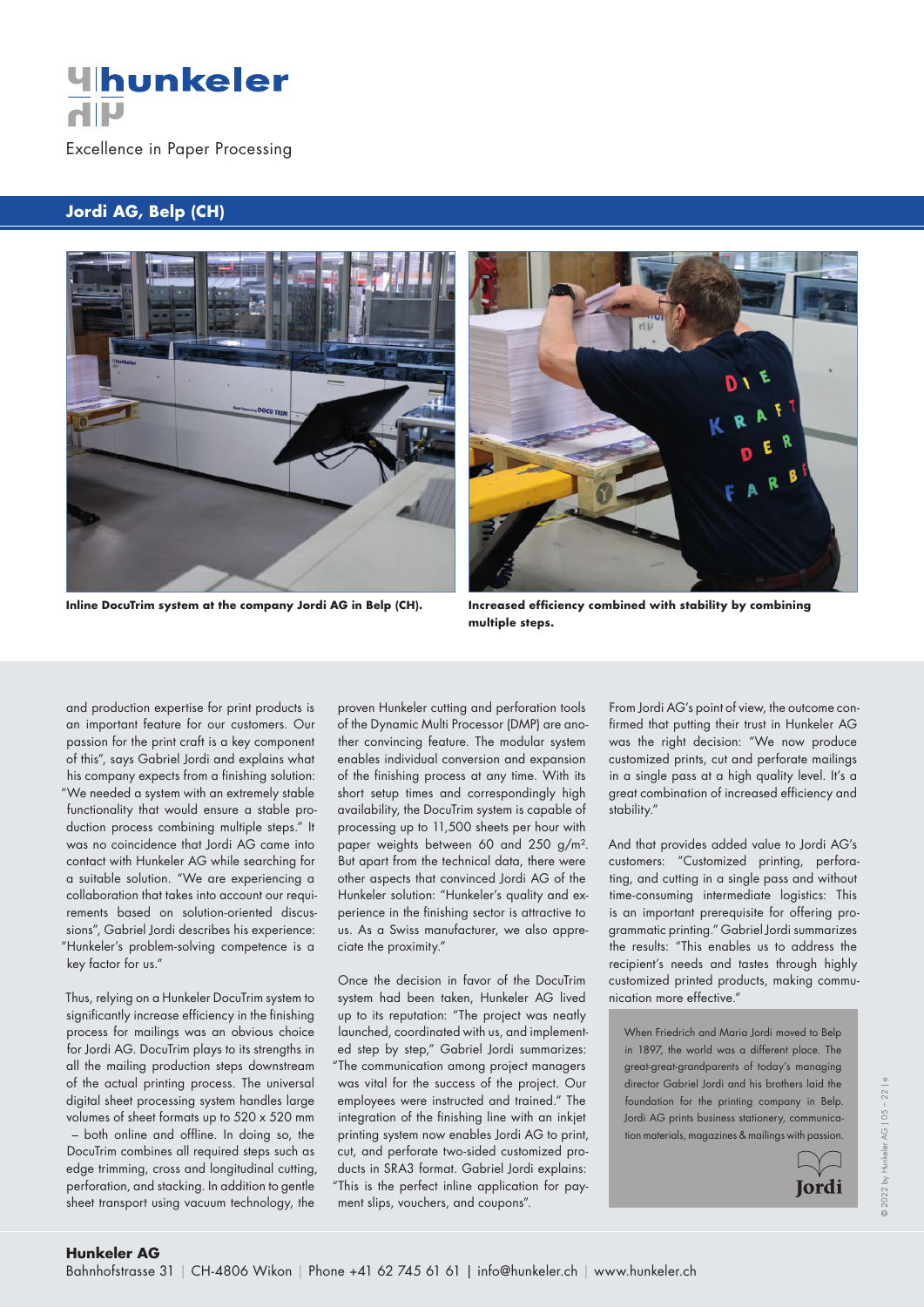# hunkeler

Excellence in Paper Processing

## Jordi AG, Belp (CH)

**Inline DocuTrim system at the company Jordi AG in Belp (CH).**

**Increased efficiency combined with stability by combining multiple steps.**

and production expertise for print products is an important feature for our customers. Our passion for the print craft is a key component of this", says Gabriel Jordi and explains what his company expects from a finishing solution: "We needed a system with an extremely stable functionality that would ensure a stable production process combining multiple steps." It was no coincidence that Jordi AG came into contact with Hunkeler AG while searching for a suitable solution. "We are experiencing a collaboration that takes into account our requirements based on solution-oriented discussions", Gabriel Jordi describes his experience: "Hunkeler's problem-solving competence is a key factor for us."

Thus, relying on a Hunkeler DocuTrim system to significantly increase efficiency in the finishing process for mailings was an obvious choice for Jordi AG. DocuTrim plays to its strengths in all the mailing production steps downstream of the actual printing process. The universal digital sheet processing system handles large volumes of sheet formats up to 520 x 520 mm – both online and offline. In doing so, the DocuTrim combines all required steps such as edge trimming, cross and longitudinal cutting, perforation, and stacking. In addition to gentle sheet transport using vacuum technology, the proven Hunkeler cutting and perforation tools of the Dynamic Multi Processor (DMP) are another convincing feature. The modular system enables individual conversion and expansion of the finishing process at any time. With its short setup times and correspondingly high availability, the DocuTrim system is capable of processing up to 11,500 sheets per hour with paper weights between 60 and 250 g/m². But apart from the technical data, there were other aspects that convinced Jordi AG of the Hunkeler solution: "Hunkeler's quality and experience in the finishing sector is attractive to us. As a Swiss manufacturer, we also appreciate the proximity."

Once the decision in favor of the DocuTrim system had been taken, Hunkeler AG lived up to its reputation: "The project was neatly launched, coordinated with us, and implemented step by step," Gabriel Jordi summarizes: "The communication among project managers was vital for the success of the project. Our employees were instructed and trained." The integration of the finishing line with an inkjet printing system now enables Jordi AG to print, cut, and perforate two-sided customized products in SRA3 format. Gabriel Jordi explains: "This is the perfect inline application for payment slips, vouchers, and coupons".

From Jordi AG's point of view, the outcome confirmed that putting their trust in Hunkeler AG was the right decision: "We now produce customized prints, cut and perforate mailings in a single pass at a high quality level. It's a great combination of increased efficiency and stability."

And that provides added value to Jordi AG's customers: "Customized printing, perforating, and cutting in a single pass and without time-consuming intermediate logistics: This is an important prerequisite for offering programmatic printing." Gabriel Jordi summarizes the results: "This enables us to address the recipient's needs and tastes through highly customized printed products, making communication more effective."

When Friedrich and Maria Jordi moved to Belp in 1897, the world was a different place. The great-great-grandparents of today's managing director Gabriel Jordi and his brothers laid the foundation for the printing company in Belp. Jordi AG prints business stationery, communication materials, magazines & mailings with passion.

Jordi

**Hunkeler AG**
Bahnhofstrasse 31 | CH-4806 Wikon | Phone +41 62 745 61 61 | info@hunkeler.ch | www.hunkeler.ch

© 2022 by Hunkeler AG | 05 – 22 | e